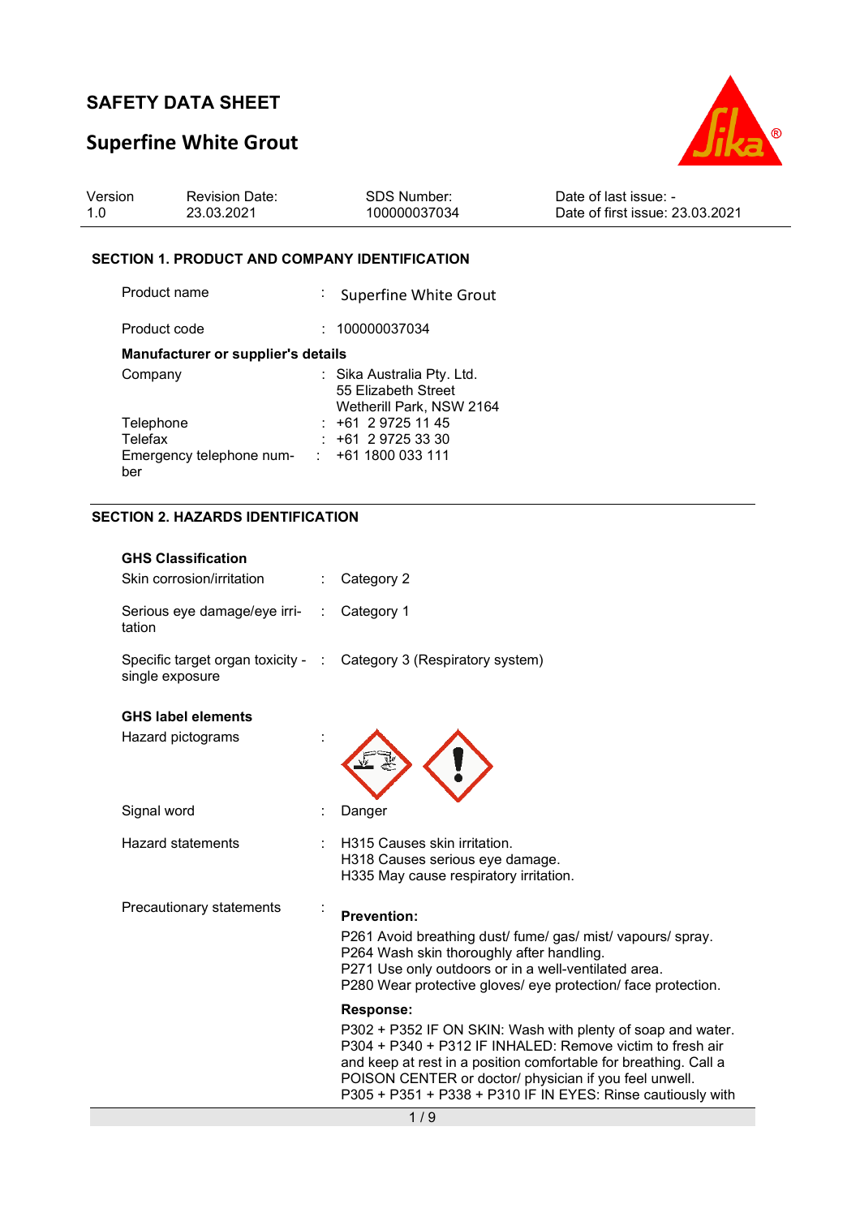# SAFETY DATA SHEET

## Superfine White Grout

| Version | Revision Date: | SDS Number: | Date of last issue: - |
|---|---|---|---|
| 1.0 | 23.03.2021 | 100000037034 | Date of first issue: 23.03.2021 |

### SECTION 1. PRODUCT AND COMPANY IDENTIFICATION

Product name : Superfine White Grout

Product code : 100000037034

**Manufacturer or supplier's details**

Company : Sika Australia Pty. Ltd.
55 Elizabeth Street
Wetherill Park, NSW 2164

Telephone : +61 2 9725 11 45

Telefax : +61 2 9725 33 30

Emergency telephone number : +61 1800 033 111

### SECTION 2. HAZARDS IDENTIFICATION

**GHS Classification**

Skin corrosion/irritation : Category 2

Serious eye damage/eye irritation : Category 1

Specific target organ toxicity - single exposure : Category 3 (Respiratory system)

**GHS label elements**

Hazard pictograms :

Signal word : Danger

Hazard statements : H315 Causes skin irritation.
H318 Causes serious eye damage.
H335 May cause respiratory irritation.

Precautionary statements :

**Prevention:**

P261 Avoid breathing dust/ fume/ gas/ mist/ vapours/ spray.
P264 Wash skin thoroughly after handling.
P271 Use only outdoors or in a well-ventilated area.
P280 Wear protective gloves/ eye protection/ face protection.

**Response:**

P302 + P352 IF ON SKIN: Wash with plenty of soap and water.
P304 + P340 + P312 IF INHALED: Remove victim to fresh air and keep at rest in a position comfortable for breathing. Call a POISON CENTER or doctor/ physician if you feel unwell.
P305 + P351 + P338 + P310 IF IN EYES: Rinse cautiously with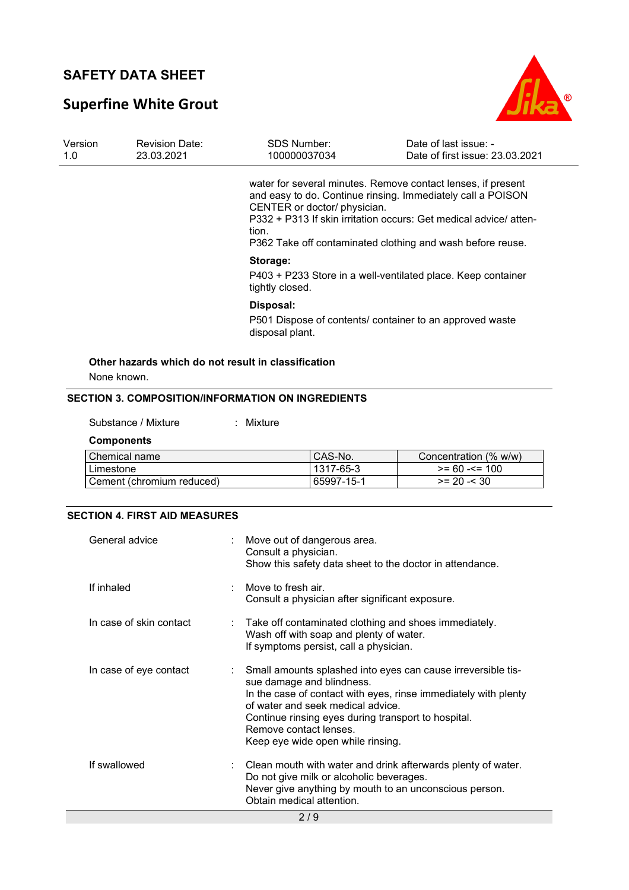water for several minutes. Remove contact lenses, if present and easy to do. Continue rinsing. Immediately call a POISON CENTER or doctor/ physician.
P332 + P313 If skin irritation occurs: Get medical advice/ attention.
P362 Take off contaminated clothing and wash before reuse.

**Storage:**

P403 + P233 Store in a well-ventilated place. Keep container tightly closed.

**Disposal:**

P501 Dispose of contents/ container to an approved waste disposal plant.

**Other hazards which do not result in classification**

None known.

## SECTION 3. COMPOSITION/INFORMATION ON INGREDIENTS

Substance / Mixture : Mixture

**Components**

| Chemical name | CAS-No. | Concentration (% w/w) |
|---|---|---|
| Limestone | 1317-65-3 | >= 60 -<= 100 |
| Cement (chromium reduced) | 65997-15-1 | >= 20 -< 30 |

## SECTION 4. FIRST AID MEASURES

General advice : Move out of dangerous area.
Consult a physician.
Show this safety data sheet to the doctor in attendance.

If inhaled : Move to fresh air.
Consult a physician after significant exposure.

In case of skin contact : Take off contaminated clothing and shoes immediately.
Wash off with soap and plenty of water.
If symptoms persist, call a physician.

In case of eye contact : Small amounts splashed into eyes can cause irreversible tissue damage and blindness.
In the case of contact with eyes, rinse immediately with plenty of water and seek medical advice.
Continue rinsing eyes during transport to hospital.
Remove contact lenses.
Keep eye wide open while rinsing.

If swallowed : Clean mouth with water and drink afterwards plenty of water.
Do not give milk or alcoholic beverages.
Never give anything by mouth to an unconscious person.
Obtain medical attention.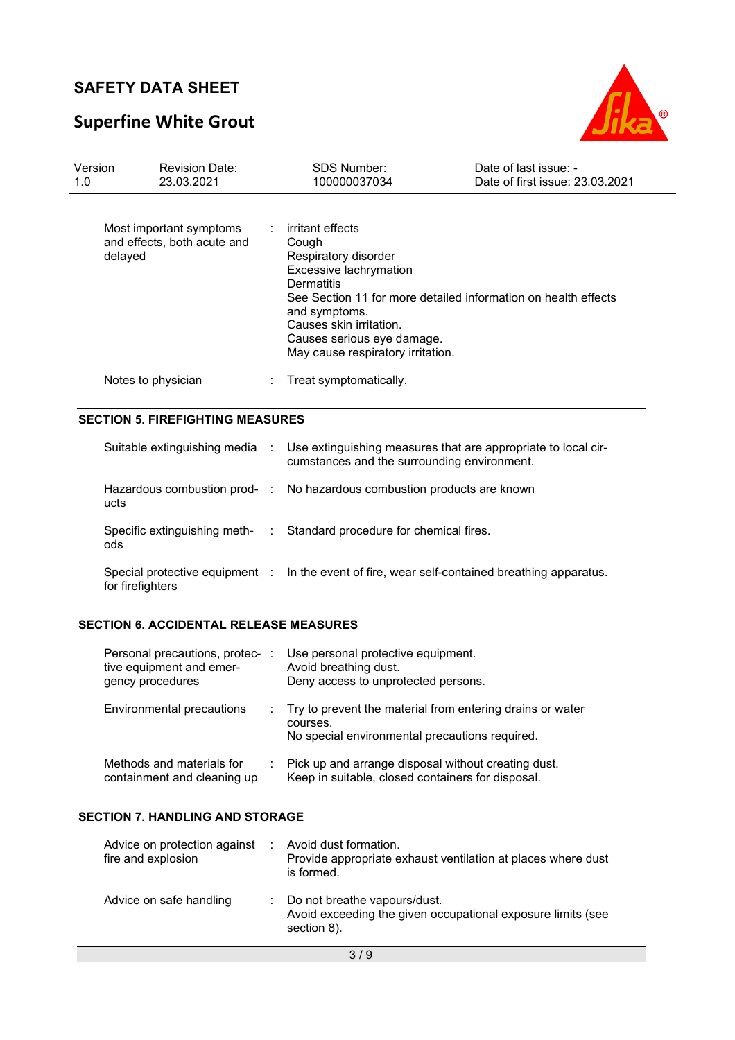| | | |
|---|---|---|
| Most important symptoms and effects, both acute and delayed | : | irritant effects<br>Cough<br>Respiratory disorder<br>Excessive lachrymation<br>Dermatitis<br>See Section 11 for more detailed information on health effects and symptoms.<br>Causes skin irritation.<br>Causes serious eye damage.<br>May cause respiratory irritation. |
| Notes to physician | : | Treat symptomatically. |

## SECTION 5. FIREFIGHTING MEASURES

| | | |
|---|---|---|
| Suitable extinguishing media | : | Use extinguishing measures that are appropriate to local circumstances and the surrounding environment. |
| Hazardous combustion products | : | No hazardous combustion products are known |
| Specific extinguishing methods | : | Standard procedure for chemical fires. |
| Special protective equipment for firefighters | : | In the event of fire, wear self-contained breathing apparatus. |

## SECTION 6. ACCIDENTAL RELEASE MEASURES

| | | |
|---|---|---|
| Personal precautions, protective equipment and emergency procedures | : | Use personal protective equipment.<br>Avoid breathing dust.<br>Deny access to unprotected persons. |
| Environmental precautions | : | Try to prevent the material from entering drains or water courses.<br>No special environmental precautions required. |
| Methods and materials for containment and cleaning up | : | Pick up and arrange disposal without creating dust.<br>Keep in suitable, closed containers for disposal. |

## SECTION 7. HANDLING AND STORAGE

| | | |
|---|---|---|
| Advice on protection against fire and explosion | : | Avoid dust formation.<br>Provide appropriate exhaust ventilation at places where dust is formed. |
| Advice on safe handling | : | Do not breathe vapours/dust.<br>Avoid exceeding the given occupational exposure limits (see section 8). |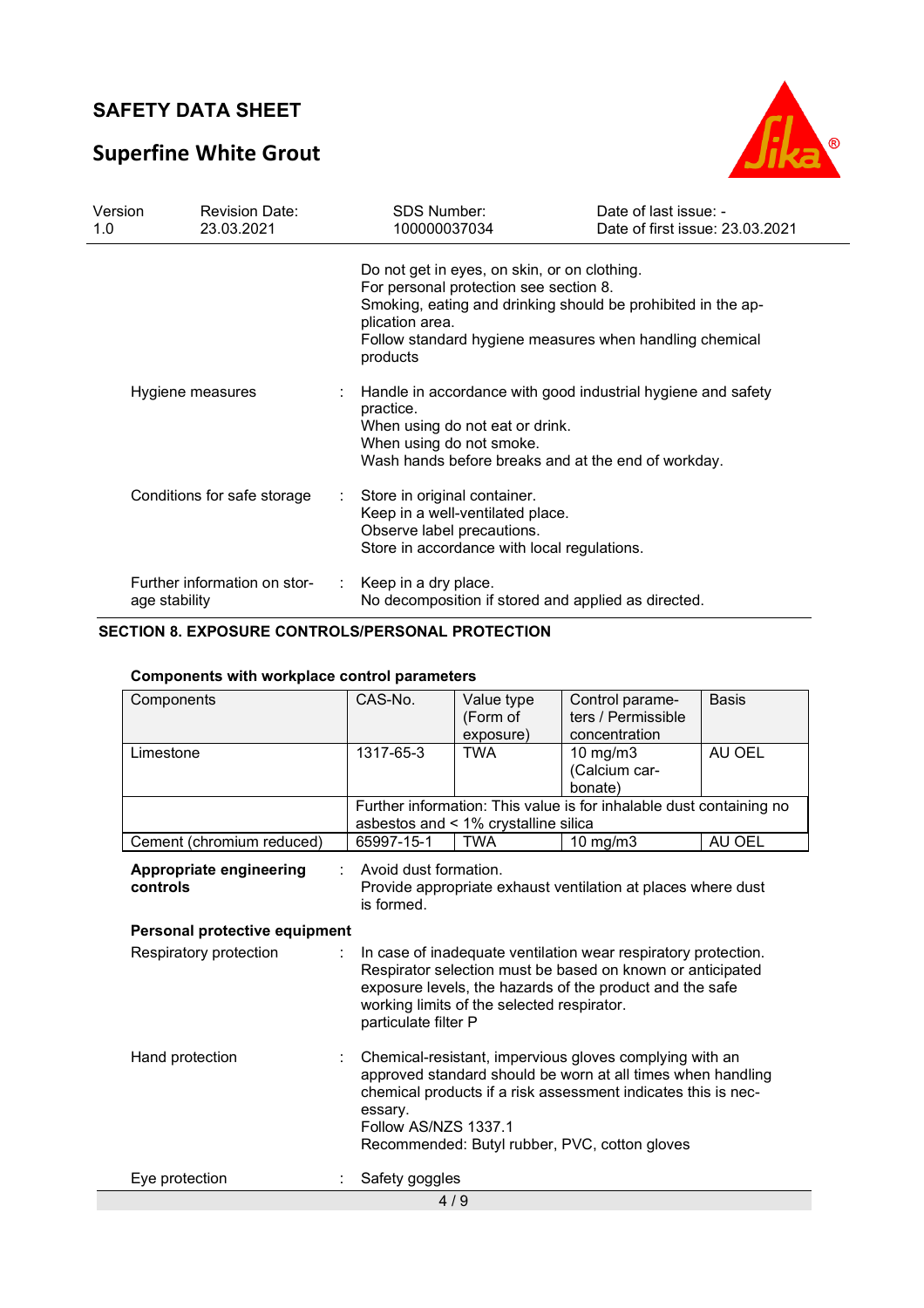Do not get in eyes, on skin, or on clothing.
For personal protection see section 8.
Smoking, eating and drinking should be prohibited in the application area.
Follow standard hygiene measures when handling chemical products

Hygiene measures : Handle in accordance with good industrial hygiene and safety practice.
When using do not eat or drink.
When using do not smoke.
Wash hands before breaks and at the end of workday.

Conditions for safe storage : Store in original container.
Keep in a well-ventilated place.
Observe label precautions.
Store in accordance with local regulations.

Further information on storage stability : Keep in a dry place.
No decomposition if stored and applied as directed.

## SECTION 8. EXPOSURE CONTROLS/PERSONAL PROTECTION

### Components with workplace control parameters

| Components | CAS-No. | Value type (Form of exposure) | Control parameters / Permissible concentration | Basis |
|---|---|---|---|---|
| Limestone | 1317-65-3 | TWA | 10 mg/m3 (Calcium carbonate) | AU OEL |
| | Further information: This value is for inhalable dust containing no asbestos and < 1% crystalline silica | | | |
| Cement (chromium reduced) | 65997-15-1 | TWA | 10 mg/m3 | AU OEL |

**Appropriate engineering controls** : Avoid dust formation.
Provide appropriate exhaust ventilation at places where dust is formed.

**Personal protective equipment**

Respiratory protection : In case of inadequate ventilation wear respiratory protection.
Respirator selection must be based on known or anticipated exposure levels, the hazards of the product and the safe working limits of the selected respirator.
particulate filter P

Hand protection : Chemical-resistant, impervious gloves complying with an approved standard should be worn at all times when handling chemical products if a risk assessment indicates this is necessary.
Follow AS/NZS 1337.1
Recommended: Butyl rubber, PVC, cotton gloves

Eye protection : Safety goggles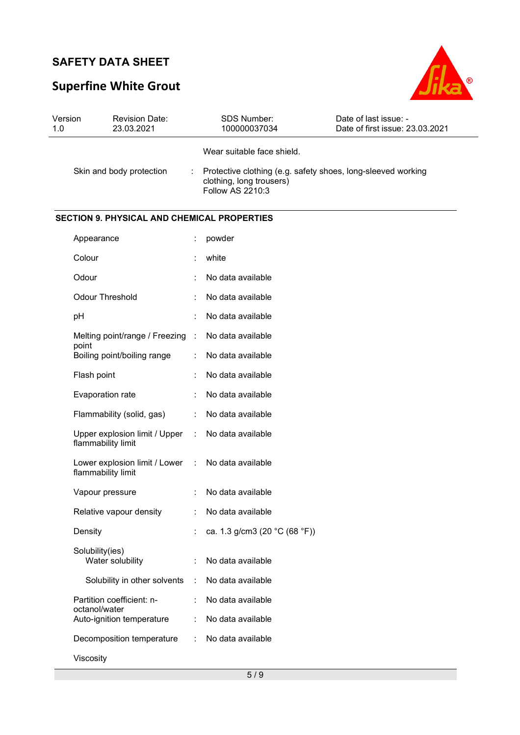Wear suitable face shield.

Skin and body protection : Protective clothing (e.g. safety shoes, long-sleeved working clothing, long trousers)
Follow AS 2210:3

## SECTION 9. PHYSICAL AND CHEMICAL PROPERTIES

| Property | | Value |
|---|---|---|
| Appearance | : | powder |
| Colour | : | white |
| Odour | : | No data available |
| Odour Threshold | : | No data available |
| pH | : | No data available |
| Melting point/range / Freezing point | : | No data available |
| Boiling point/boiling range | : | No data available |
| Flash point | : | No data available |
| Evaporation rate | : | No data available |
| Flammability (solid, gas) | : | No data available |
| Upper explosion limit / Upper flammability limit | : | No data available |
| Lower explosion limit / Lower flammability limit | : | No data available |
| Vapour pressure | : | No data available |
| Relative vapour density | : | No data available |
| Density | : | ca. 1.3 g/cm3 (20 °C (68 °F)) |
| Solubility(ies) | | |
| Water solubility | : | No data available |
| Solubility in other solvents | : | No data available |
| Partition coefficient: n-octanol/water | : | No data available |
| Auto-ignition temperature | : | No data available |
| Decomposition temperature | : | No data available |
| Viscosity | | |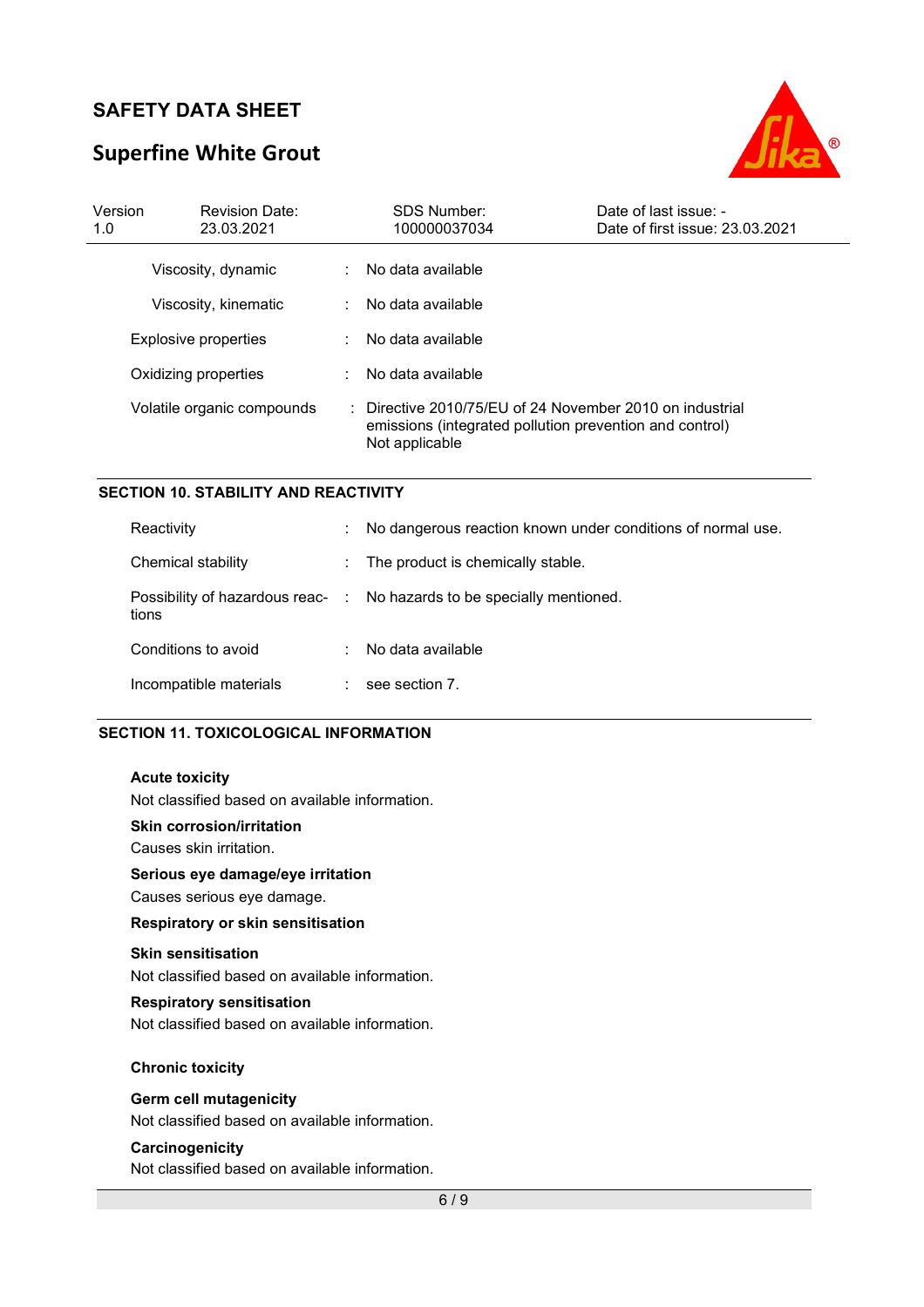| | | |
|---|---|---|
| Viscosity, dynamic | : | No data available |
| Viscosity, kinematic | : | No data available |
| Explosive properties | : | No data available |
| Oxidizing properties | : | No data available |
| Volatile organic compounds | : | Directive 2010/75/EU of 24 November 2010 on industrial emissions (integrated pollution prevention and control)<br>Not applicable |

## SECTION 10. STABILITY AND REACTIVITY

| | | |
|---|---|---|
| Reactivity | : | No dangerous reaction known under conditions of normal use. |
| Chemical stability | : | The product is chemically stable. |
| Possibility of hazardous reactions | : | No hazards to be specially mentioned. |
| Conditions to avoid | : | No data available |
| Incompatible materials | : | see section 7. |

## SECTION 11. TOXICOLOGICAL INFORMATION

**Acute toxicity**

Not classified based on available information.

**Skin corrosion/irritation**

Causes skin irritation.

**Serious eye damage/eye irritation**

Causes serious eye damage.

**Respiratory or skin sensitisation**

**Skin sensitisation**

Not classified based on available information.

**Respiratory sensitisation**

Not classified based on available information.

**Chronic toxicity**

**Germ cell mutagenicity**

Not classified based on available information.

**Carcinogenicity**

Not classified based on available information.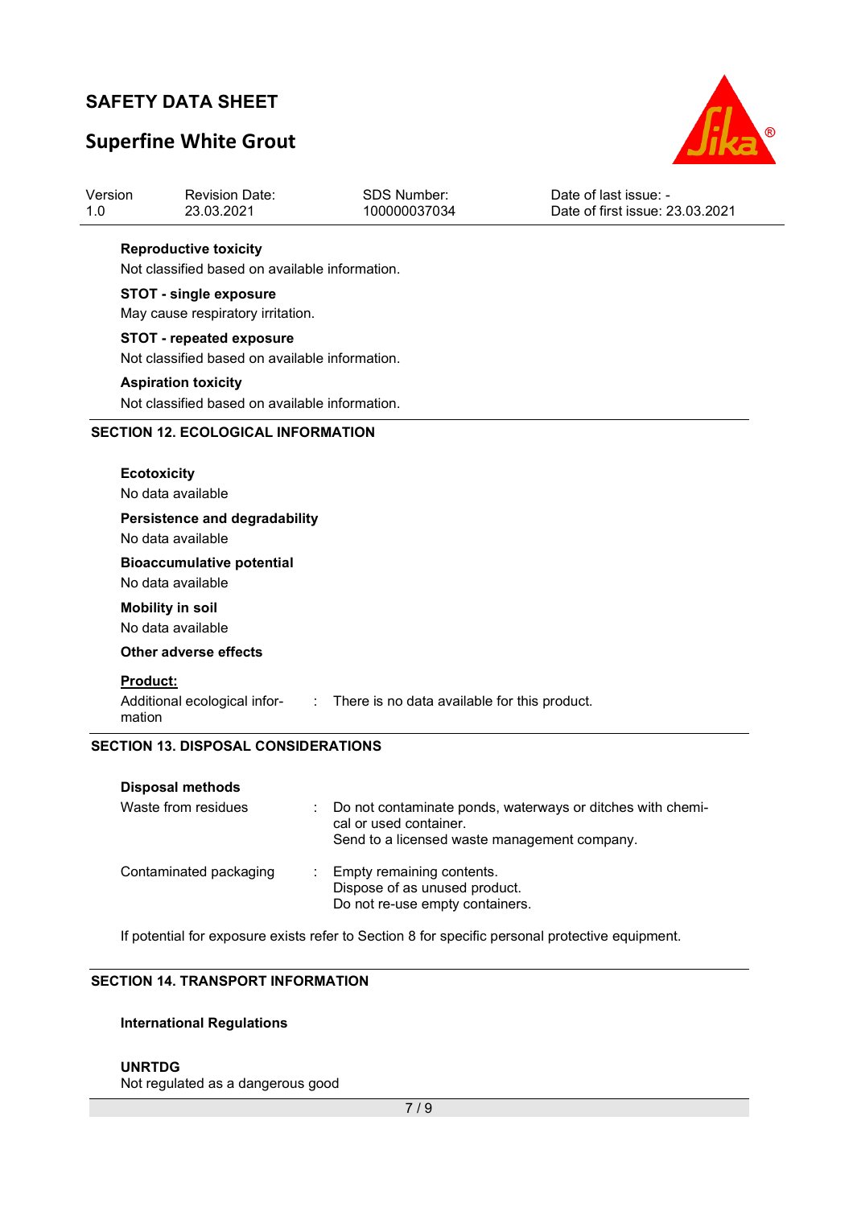**Reproductive toxicity**

Not classified based on available information.

**STOT - single exposure**

May cause respiratory irritation.

**STOT - repeated exposure**

Not classified based on available information.

**Aspiration toxicity**

Not classified based on available information.

## SECTION 12. ECOLOGICAL INFORMATION

**Ecotoxicity**

No data available

**Persistence and degradability**

No data available

**Bioaccumulative potential**

No data available

**Mobility in soil**

No data available

**Other adverse effects**

**Product:**

Additional ecological information : There is no data available for this product.

## SECTION 13. DISPOSAL CONSIDERATIONS

**Disposal methods**

Waste from residues : Do not contaminate ponds, waterways or ditches with chemical or used container.
Send to a licensed waste management company.

Contaminated packaging : Empty remaining contents.
Dispose of as unused product.
Do not re-use empty containers.

If potential for exposure exists refer to Section 8 for specific personal protective equipment.

## SECTION 14. TRANSPORT INFORMATION

**International Regulations**

**UNRTDG**

Not regulated as a dangerous good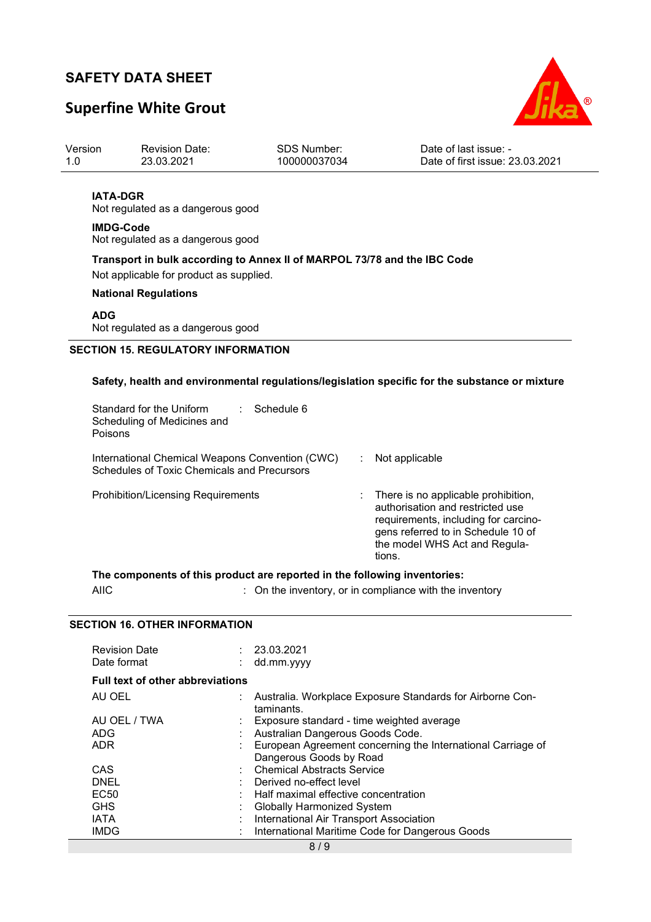**IATA-DGR**
Not regulated as a dangerous good

**IMDG-Code**
Not regulated as a dangerous good

**Transport in bulk according to Annex II of MARPOL 73/78 and the IBC Code**

Not applicable for product as supplied.

**National Regulations**

**ADG**
Not regulated as a dangerous good

## SECTION 15. REGULATORY INFORMATION

**Safety, health and environmental regulations/legislation specific for the substance or mixture**

| | | |
|---|---|---|
| Standard for the Uniform Scheduling of Medicines and Poisons | : | Schedule 6 |
| International Chemical Weapons Convention (CWC) Schedules of Toxic Chemicals and Precursors | : | Not applicable |
| Prohibition/Licensing Requirements | : | There is no applicable prohibition, authorisation and restricted use requirements, including for carcinogens referred to in Schedule 10 of the model WHS Act and Regulations. |

**The components of this product are reported in the following inventories:**

AIIC : On the inventory, or in compliance with the inventory

## SECTION 16. OTHER INFORMATION

| | | |
|---|---|---|
| Revision Date | : | 23.03.2021 |
| Date format | : | dd.mm.yyyy |

**Full text of other abbreviations**

| | | |
|---|---|---|
| AU OEL | : | Australia. Workplace Exposure Standards for Airborne Contaminants. |
| AU OEL / TWA | : | Exposure standard - time weighted average |
| ADG | : | Australian Dangerous Goods Code. |
| ADR | : | European Agreement concerning the International Carriage of Dangerous Goods by Road |
| CAS | : | Chemical Abstracts Service |
| DNEL | : | Derived no-effect level |
| EC50 | : | Half maximal effective concentration |
| GHS | : | Globally Harmonized System |
| IATA | : | International Air Transport Association |
| IMDG | : | International Maritime Code for Dangerous Goods |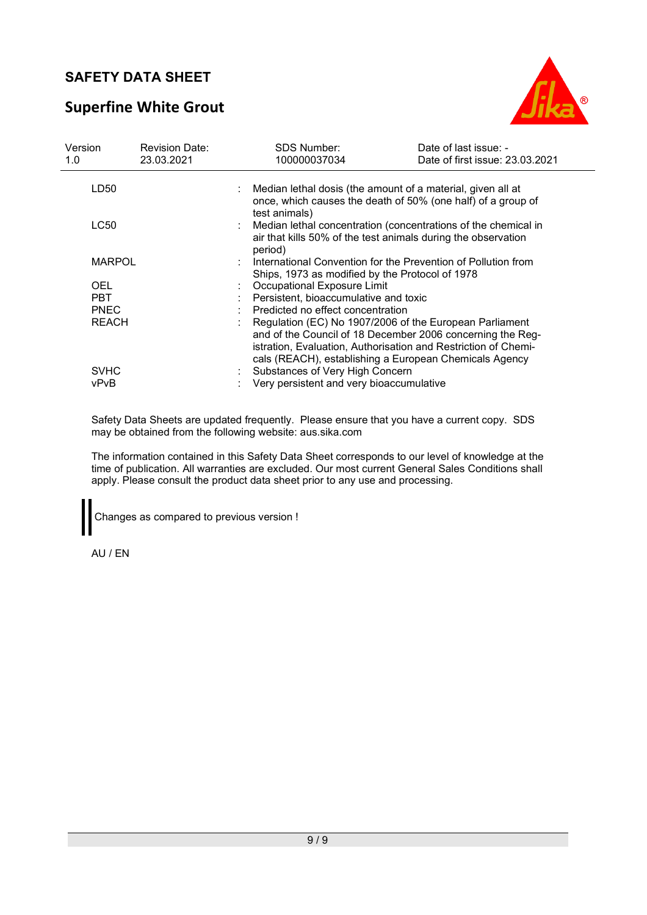| | |
|---|---|
| LD50 | : Median lethal dosis (the amount of a material, given all at once, which causes the death of 50% (one half) of a group of test animals) |
| LC50 | : Median lethal concentration (concentrations of the chemical in air that kills 50% of the test animals during the observation period) |
| MARPOL | : International Convention for the Prevention of Pollution from Ships, 1973 as modified by the Protocol of 1978 |
| OEL | : Occupational Exposure Limit |
| PBT | : Persistent, bioaccumulative and toxic |
| PNEC | : Predicted no effect concentration |
| REACH | : Regulation (EC) No 1907/2006 of the European Parliament and of the Council of 18 December 2006 concerning the Registration, Evaluation, Authorisation and Restriction of Chemicals (REACH), establishing a European Chemicals Agency |
| SVHC | : Substances of Very High Concern |
| vPvB | : Very persistent and very bioaccumulative |

Safety Data Sheets are updated frequently. Please ensure that you have a current copy. SDS may be obtained from the following website: aus.sika.com

The information contained in this Safety Data Sheet corresponds to our level of knowledge at the time of publication. All warranties are excluded. Our most current General Sales Conditions shall apply. Please consult the product data sheet prior to any use and processing.

Changes as compared to previous version !

AU / EN